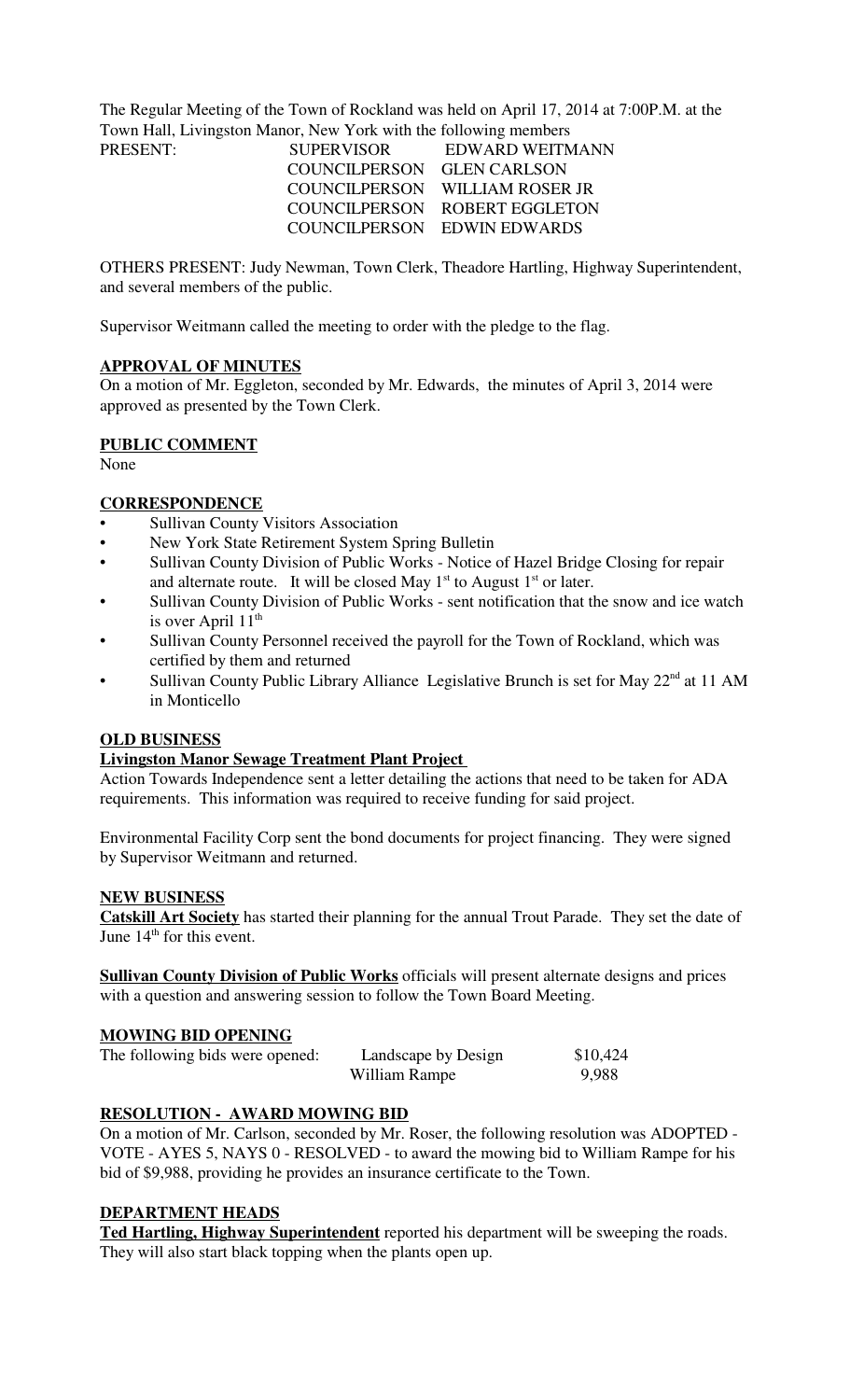The Regular Meeting of the Town of Rockland was held on April 17, 2014 at 7:00P.M. at the Town Hall, Livingston Manor, New York with the following members

| PRESENT: | SUPERVISOR | EDWARD WEITMANN |
|---|---|---|
| | COUNCILPERSON | GLEN CARLSON |
| | COUNCILPERSON | WILLIAM ROSER JR |
| | COUNCILPERSON | ROBERT EGGLETON |
| | COUNCILPERSON | EDWIN EDWARDS |

OTHERS PRESENT: Judy Newman, Town Clerk, Theadore Hartling, Highway Superintendent, and several members of the public.

Supervisor Weitmann called the meeting to order with the pledge to the flag.

**APPROVAL OF MINUTES**

On a motion of Mr. Eggleton, seconded by Mr. Edwards, the minutes of April 3, 2014 were approved as presented by the Town Clerk.

**PUBLIC COMMENT**

None

**CORRESPONDENCE**

- Sullivan County Visitors Association
- New York State Retirement System Spring Bulletin
- Sullivan County Division of Public Works - Notice of Hazel Bridge Closing for repair and alternate route. It will be closed May 1st to August 1st or later.
- Sullivan County Division of Public Works - sent notification that the snow and ice watch is over April 11th
- Sullivan County Personnel received the payroll for the Town of Rockland, which was certified by them and returned
- Sullivan County Public Library Alliance Legislative Brunch is set for May 22nd at 11 AM in Monticello

**OLD BUSINESS**

**Livingston Manor Sewage Treatment Plant Project**

Action Towards Independence sent a letter detailing the actions that need to be taken for ADA requirements. This information was required to receive funding for said project.

Environmental Facility Corp sent the bond documents for project financing. They were signed by Supervisor Weitmann and returned.

**NEW BUSINESS**

**Catskill Art Society** has started their planning for the annual Trout Parade. They set the date of June 14th for this event.

**Sullivan County Division of Public Works** officials will present alternate designs and prices with a question and answering session to follow the Town Board Meeting.

**MOWING BID OPENING**

| The following bids were opened: | Landscape by Design | $10,424 |
|---|---|---|
| | William Rampe | 9,988 |

**RESOLUTION - AWARD MOWING BID**

On a motion of Mr. Carlson, seconded by Mr. Roser, the following resolution was ADOPTED - VOTE - AYES 5, NAYS 0 - RESOLVED - to award the mowing bid to William Rampe for his bid of $9,988, providing he provides an insurance certificate to the Town.

**DEPARTMENT HEADS**

**Ted Hartling, Highway Superintendent** reported his department will be sweeping the roads. They will also start black topping when the plants open up.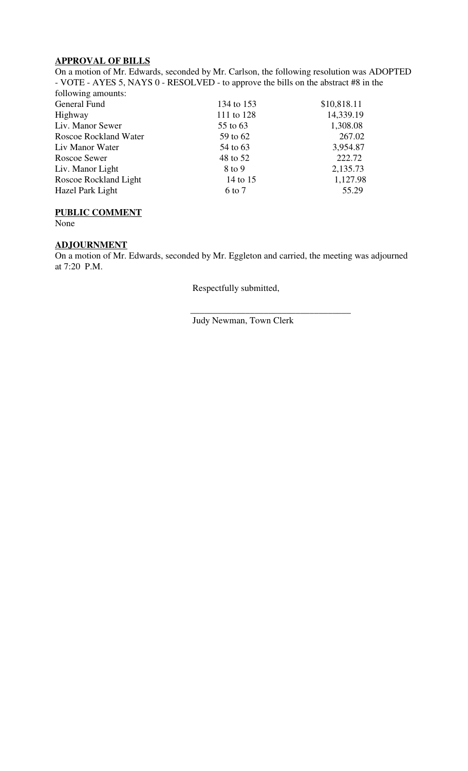**APPROVAL OF BILLS**

On a motion of Mr. Edwards, seconded by Mr. Carlson, the following resolution was ADOPTED - VOTE - AYES 5, NAYS 0 - RESOLVED - to approve the bills on the abstract #8 in the following amounts:

| | | |
|---|---|---|
| General Fund | 134 to 153 | $10,818.11 |
| Highway | 111 to 128 | 14,339.19 |
| Liv. Manor Sewer | 55 to 63 | 1,308.08 |
| Roscoe Rockland Water | 59 to 62 | 267.02 |
| Liv Manor Water | 54 to 63 | 3,954.87 |
| Roscoe Sewer | 48 to 52 | 222.72 |
| Liv. Manor Light | 8 to 9 | 2,135.73 |
| Roscoe Rockland Light | 14 to 15 | 1,127.98 |
| Hazel Park Light | 6 to 7 | 55.29 |

**PUBLIC COMMENT**

None

**ADJOURNMENT**

On a motion of Mr. Edwards, seconded by Mr. Eggleton and carried, the meeting was adjourned at 7:20 P.M.

Respectfully submitted,

\_\_\_\_\_\_\_\_\_\_\_\_\_\_\_\_\_\_\_\_\_\_\_\_\_\_\_\_\_\_\_\_\_\_

Judy Newman, Town Clerk